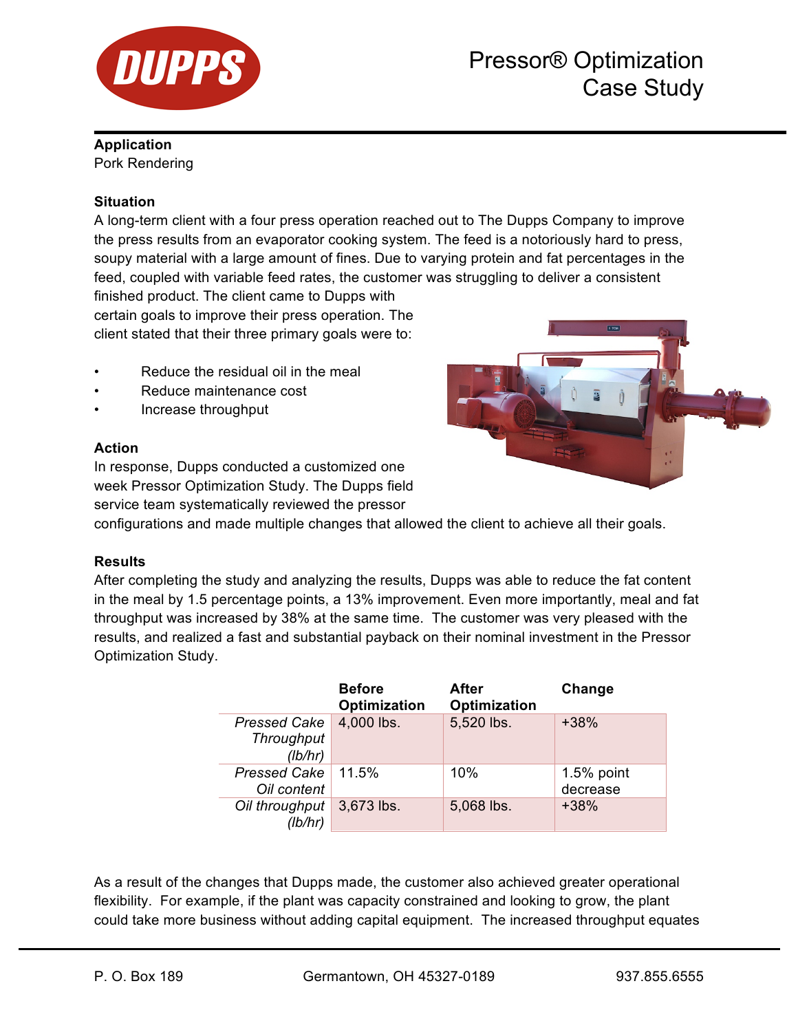# Pressor® Optimization Case Study

**Application**
Pork Rendering

**Situation**
A long-term client with a four press operation reached out to The Dupps Company to improve the press results from an evaporator cooking system. The feed is a notoriously hard to press, soupy material with a large amount of fines. Due to varying protein and fat percentages in the feed, coupled with variable feed rates, the customer was struggling to deliver a consistent finished product. The client came to Dupps with certain goals to improve their press operation. The client stated that their three primary goals were to:

- Reduce the residual oil in the meal
- Reduce maintenance cost
- Increase throughput

**Action**
In response, Dupps conducted a customized one week Pressor Optimization Study. The Dupps field service team systematically reviewed the pressor configurations and made multiple changes that allowed the client to achieve all their goals.

**Results**
After completing the study and analyzing the results, Dupps was able to reduce the fat content in the meal by 1.5 percentage points, a 13% improvement. Even more importantly, meal and fat throughput was increased by 38% at the same time. The customer was very pleased with the results, and realized a fast and substantial payback on their nominal investment in the Pressor Optimization Study.

| | **Before Optimization** | **After Optimization** | **Change** |
|---|---|---|---|
| *Pressed Cake Throughput (lb/hr)* | 4,000 lbs. | 5,520 lbs. | +38% |
| *Pressed Cake Oil content* | 11.5% | 10% | 1.5% point decrease |
| *Oil throughput (lb/hr)* | 3,673 lbs. | 5,068 lbs. | +38% |

As a result of the changes that Dupps made, the customer also achieved greater operational flexibility. For example, if the plant was capacity constrained and looking to grow, the plant could take more business without adding capital equipment. The increased throughput equates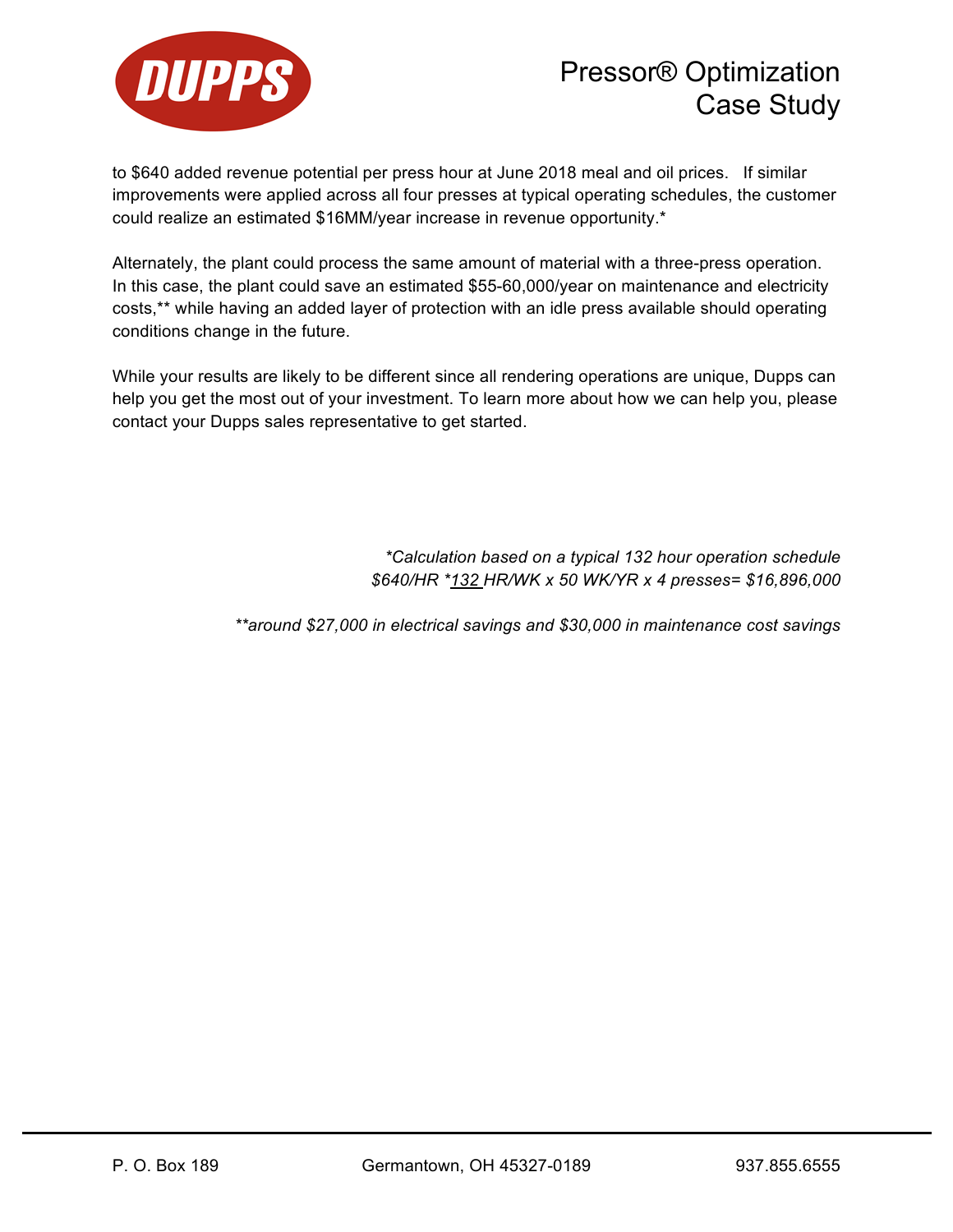to $640 added revenue potential per press hour at June 2018 meal and oil prices. If similar improvements were applied across all four presses at typical operating schedules, the customer could realize an estimated $16MM/year increase in revenue opportunity.*

Alternately, the plant could process the same amount of material with a three-press operation. In this case, the plant could save an estimated $55-60,000/year on maintenance and electricity costs,** while having an added layer of protection with an idle press available should operating conditions change in the future.

While your results are likely to be different since all rendering operations are unique, Dupps can help you get the most out of your investment. To learn more about how we can help you, please contact your Dupps sales representative to get started.

*\*Calculation based on a typical 132 hour operation schedule*
*$640/HR \*132 HR/WK x 50 WK/YR x 4 presses= $16,896,000*

*\*\*around $27,000 in electrical savings and $30,000 in maintenance cost savings*